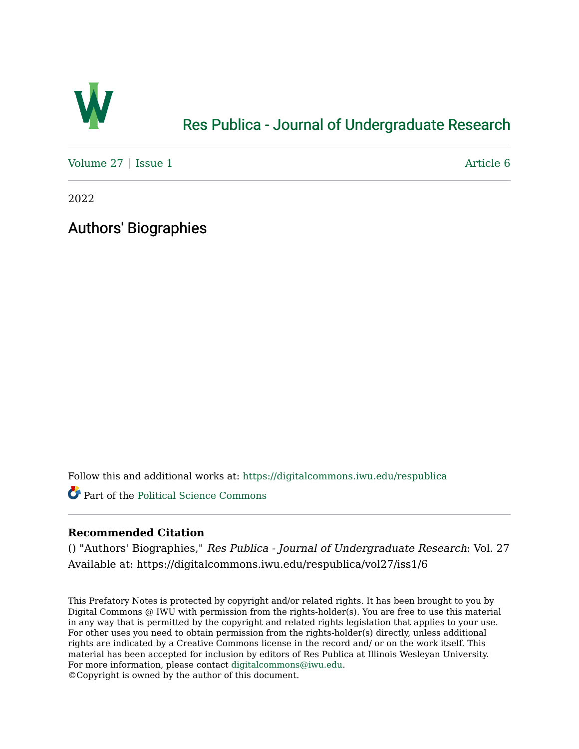Res Publica - Journal of Undergraduate Research

Volume 27 | Issue 1 | Article 6

2022

# Authors' Biographies

Follow this and additional works at: https://digitalcommons.iwu.edu/respublica

Part of the Political Science Commons

**Recommended Citation**

() "Authors' Biographies," *Res Publica - Journal of Undergraduate Research*: Vol. 27
Available at: https://digitalcommons.iwu.edu/respublica/vol27/iss1/6

This Prefatory Notes is protected by copyright and/or related rights. It has been brought to you by Digital Commons @ IWU with permission from the rights-holder(s). You are free to use this material in any way that is permitted by the copyright and related rights legislation that applies to your use. For other uses you need to obtain permission from the rights-holder(s) directly, unless additional rights are indicated by a Creative Commons license in the record and/ or on the work itself. This material has been accepted for inclusion by editors of Res Publica at Illinois Wesleyan University. For more information, please contact digitalcommons@iwu.edu.
©Copyright is owned by the author of this document.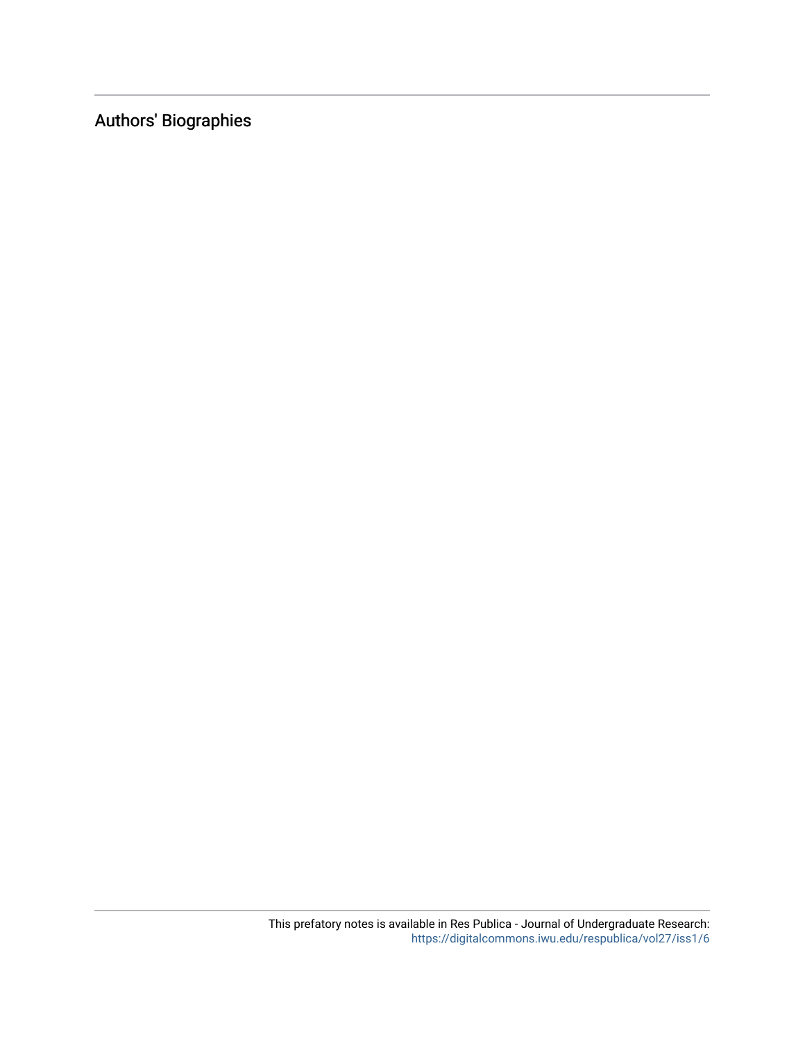Authors' Biographies

This prefatory notes is available in Res Publica - Journal of Undergraduate Research: https://digitalcommons.iwu.edu/respublica/vol27/iss1/6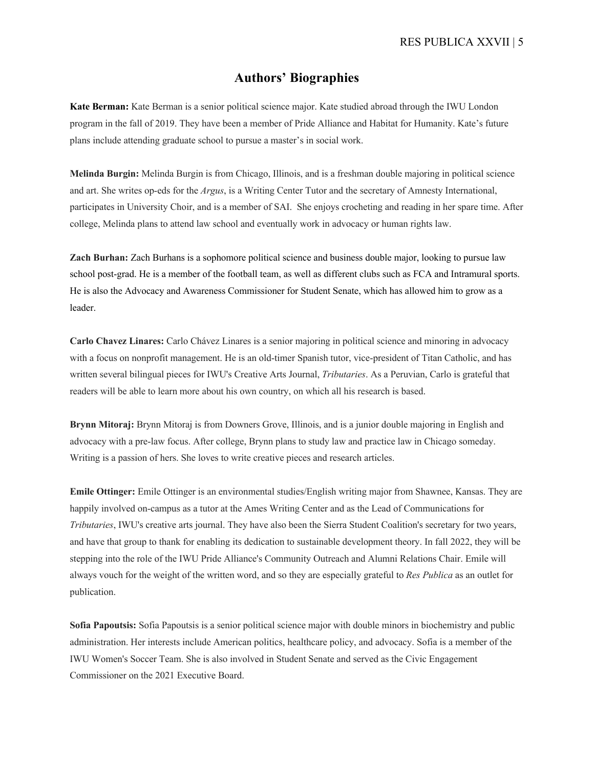## Authors' Biographies

**Kate Berman:** Kate Berman is a senior political science major. Kate studied abroad through the IWU London program in the fall of 2019. They have been a member of Pride Alliance and Habitat for Humanity. Kate's future plans include attending graduate school to pursue a master's in social work.

**Melinda Burgin:** Melinda Burgin is from Chicago, Illinois, and is a freshman double majoring in political science and art. She writes op-eds for the *Argus*, is a Writing Center Tutor and the secretary of Amnesty International, participates in University Choir, and is a member of SAI. She enjoys crocheting and reading in her spare time. After college, Melinda plans to attend law school and eventually work in advocacy or human rights law.

**Zach Burhan:** Zach Burhans is a sophomore political science and business double major, looking to pursue law school post-grad. He is a member of the football team, as well as different clubs such as FCA and Intramural sports. He is also the Advocacy and Awareness Commissioner for Student Senate, which has allowed him to grow as a leader.

**Carlo Chavez Linares:** Carlo Chávez Linares is a senior majoring in political science and minoring in advocacy with a focus on nonprofit management. He is an old-timer Spanish tutor, vice-president of Titan Catholic, and has written several bilingual pieces for IWU's Creative Arts Journal, *Tributaries*. As a Peruvian, Carlo is grateful that readers will be able to learn more about his own country, on which all his research is based.

**Brynn Mitoraj:** Brynn Mitoraj is from Downers Grove, Illinois, and is a junior double majoring in English and advocacy with a pre-law focus. After college, Brynn plans to study law and practice law in Chicago someday. Writing is a passion of hers. She loves to write creative pieces and research articles.

**Emile Ottinger:** Emile Ottinger is an environmental studies/English writing major from Shawnee, Kansas. They are happily involved on-campus as a tutor at the Ames Writing Center and as the Lead of Communications for *Tributaries*, IWU's creative arts journal. They have also been the Sierra Student Coalition's secretary for two years, and have that group to thank for enabling its dedication to sustainable development theory. In fall 2022, they will be stepping into the role of the IWU Pride Alliance's Community Outreach and Alumni Relations Chair. Emile will always vouch for the weight of the written word, and so they are especially grateful to *Res Publica* as an outlet for publication.

**Sofia Papoutsis:** Sofia Papoutsis is a senior political science major with double minors in biochemistry and public administration. Her interests include American politics, healthcare policy, and advocacy. Sofia is a member of the IWU Women's Soccer Team. She is also involved in Student Senate and served as the Civic Engagement Commissioner on the 2021 Executive Board.